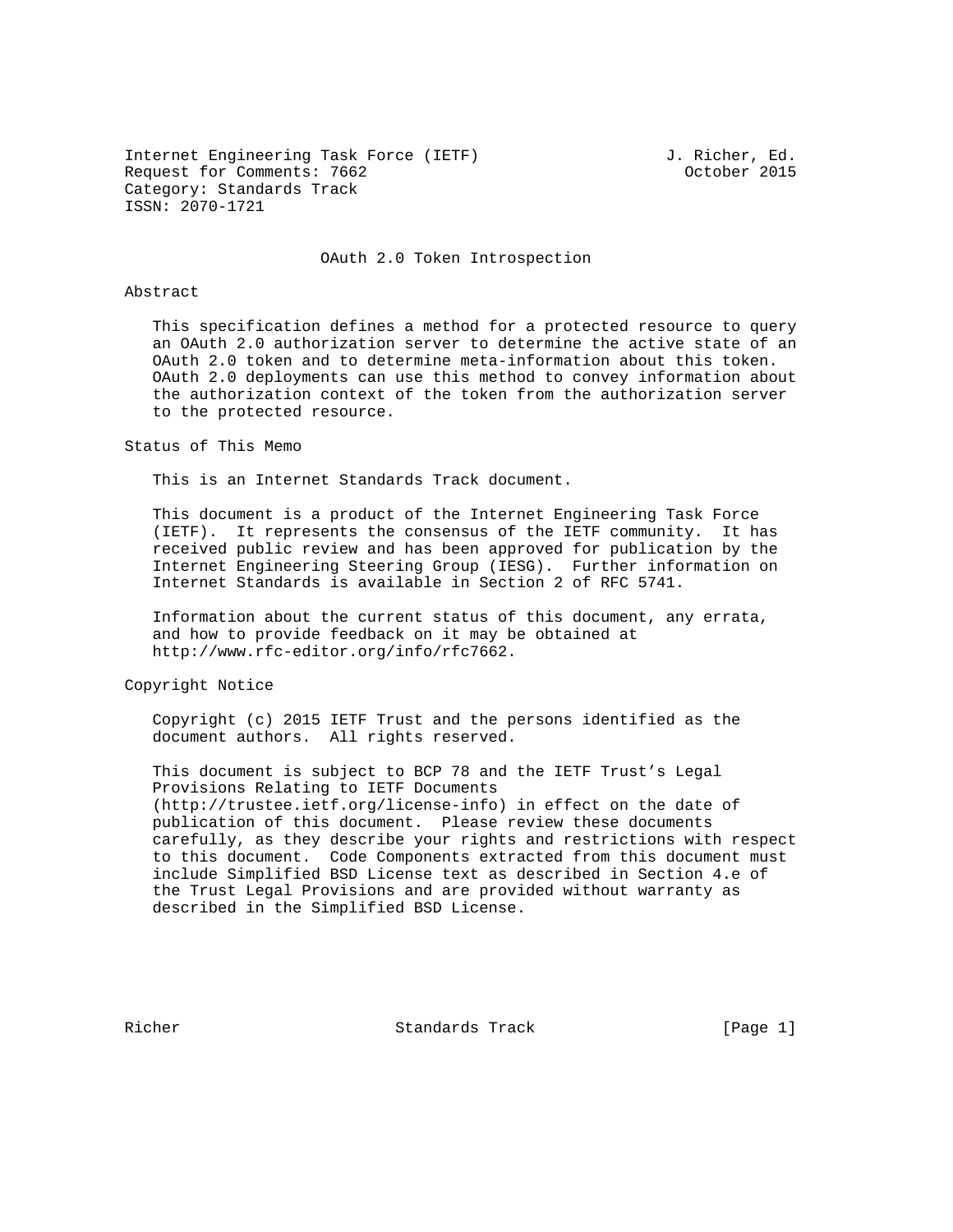Internet Engineering Task Force (IETF) J. Richer, Ed.
Request for Comments: 7662 October 2015
Category: Standards Track
ISSN: 2070-1721

# OAuth 2.0 Token Introspection

## Abstract

This specification defines a method for a protected resource to query an OAuth 2.0 authorization server to determine the active state of an OAuth 2.0 token and to determine meta-information about this token. OAuth 2.0 deployments can use this method to convey information about the authorization context of the token from the authorization server to the protected resource.

## Status of This Memo

This is an Internet Standards Track document.

This document is a product of the Internet Engineering Task Force (IETF). It represents the consensus of the IETF community. It has received public review and has been approved for publication by the Internet Engineering Steering Group (IESG). Further information on Internet Standards is available in Section 2 of RFC 5741.

Information about the current status of this document, any errata, and how to provide feedback on it may be obtained at http://www.rfc-editor.org/info/rfc7662.

## Copyright Notice

Copyright (c) 2015 IETF Trust and the persons identified as the document authors. All rights reserved.

This document is subject to BCP 78 and the IETF Trust's Legal Provisions Relating to IETF Documents (http://trustee.ietf.org/license-info) in effect on the date of publication of this document. Please review these documents carefully, as they describe your rights and restrictions with respect to this document. Code Components extracted from this document must include Simplified BSD License text as described in Section 4.e of the Trust Legal Provisions and are provided without warranty as described in the Simplified BSD License.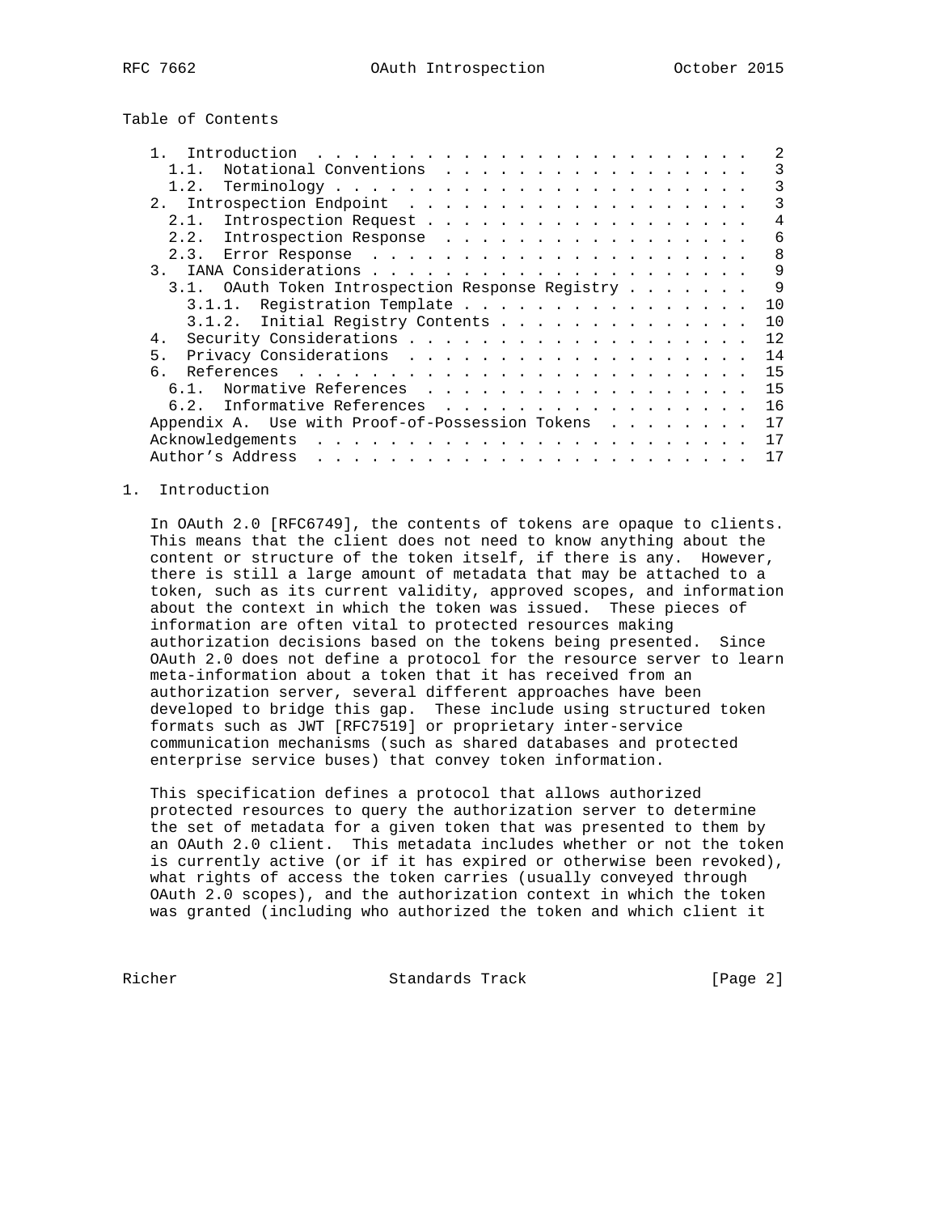Table of Contents

- 1. Introduction . . . . . . . . . . . . . . . . . . . . . . . . . 2
  - 1.1. Notational Conventions . . . . . . . . . . . . . . . . . . 3
  - 1.2. Terminology . . . . . . . . . . . . . . . . . . . . . . . 3
- 2. Introspection Endpoint . . . . . . . . . . . . . . . . . . . . 3
  - 2.1. Introspection Request . . . . . . . . . . . . . . . . . . 4
  - 2.2. Introspection Response . . . . . . . . . . . . . . . . . 6
  - 2.3. Error Response . . . . . . . . . . . . . . . . . . . . . 8
- 3. IANA Considerations . . . . . . . . . . . . . . . . . . . . . 9
  - 3.1. OAuth Token Introspection Response Registry . . . . . . . 9
    - 3.1.1. Registration Template . . . . . . . . . . . . . . . . 10
    - 3.1.2. Initial Registry Contents . . . . . . . . . . . . . . 10
- 4. Security Considerations . . . . . . . . . . . . . . . . . . . 12
- 5. Privacy Considerations . . . . . . . . . . . . . . . . . . . 14
- 6. References . . . . . . . . . . . . . . . . . . . . . . . . . 15
  - 6.1. Normative References . . . . . . . . . . . . . . . . . . 15
  - 6.2. Informative References . . . . . . . . . . . . . . . . . 16
- Appendix A. Use with Proof-of-Possession Tokens . . . . . . . . 17
- Acknowledgements . . . . . . . . . . . . . . . . . . . . . . . . 17
- Author's Address . . . . . . . . . . . . . . . . . . . . . . . . 17

## 1. Introduction

In OAuth 2.0 [RFC6749], the contents of tokens are opaque to clients. This means that the client does not need to know anything about the content or structure of the token itself, if there is any. However, there is still a large amount of metadata that may be attached to a token, such as its current validity, approved scopes, and information about the context in which the token was issued. These pieces of information are often vital to protected resources making authorization decisions based on the tokens being presented. Since OAuth 2.0 does not define a protocol for the resource server to learn meta-information about a token that it has received from an authorization server, several different approaches have been developed to bridge this gap. These include using structured token formats such as JWT [RFC7519] or proprietary inter-service communication mechanisms (such as shared databases and protected enterprise service buses) that convey token information.

This specification defines a protocol that allows authorized protected resources to query the authorization server to determine the set of metadata for a given token that was presented to them by an OAuth 2.0 client. This metadata includes whether or not the token is currently active (or if it has expired or otherwise been revoked), what rights of access the token carries (usually conveyed through OAuth 2.0 scopes), and the authorization context in which the token was granted (including who authorized the token and which client it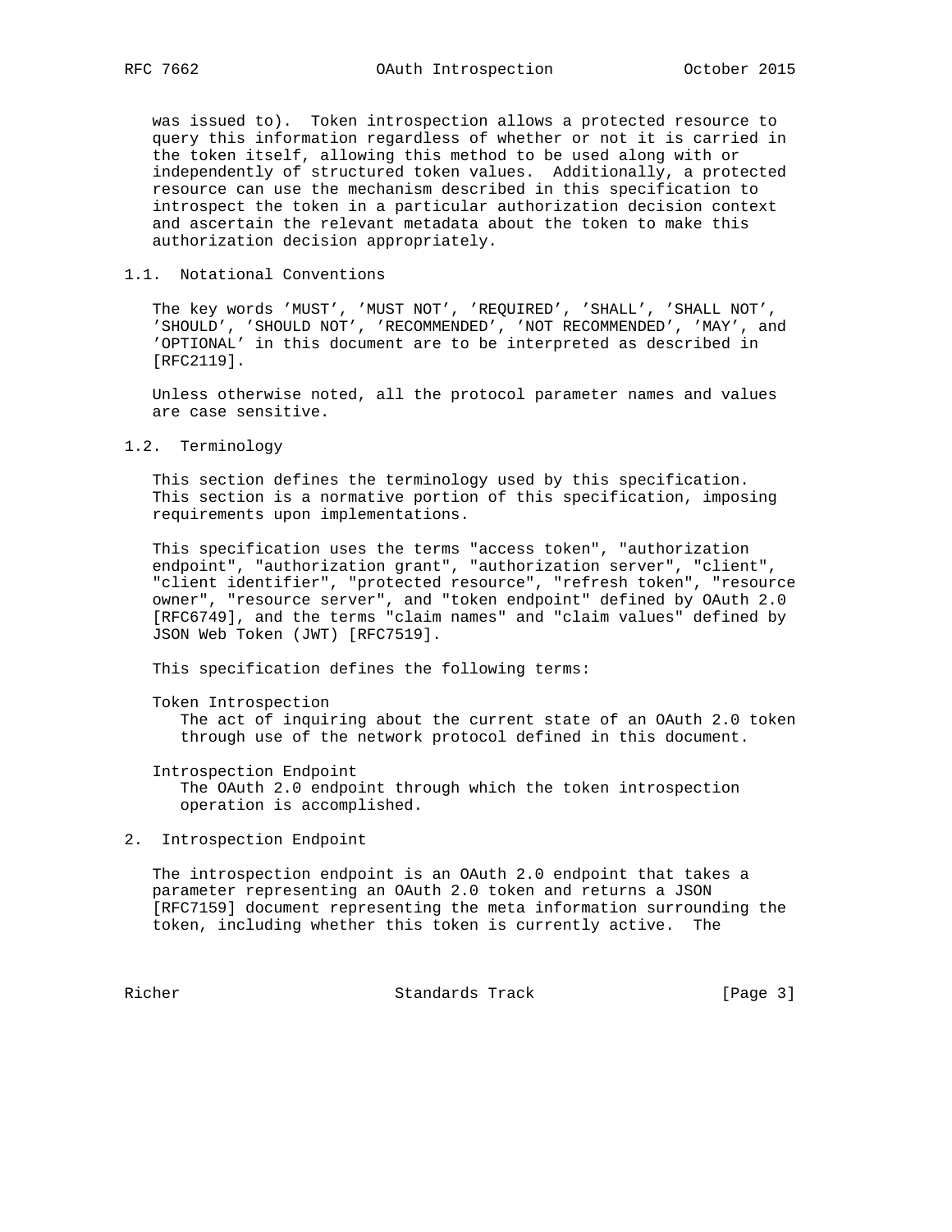was issued to). Token introspection allows a protected resource to query this information regardless of whether or not it is carried in the token itself, allowing this method to be used along with or independently of structured token values. Additionally, a protected resource can use the mechanism described in this specification to introspect the token in a particular authorization decision context and ascertain the relevant metadata about the token to make this authorization decision appropriately.

### 1.1. Notational Conventions

The key words 'MUST', 'MUST NOT', 'REQUIRED', 'SHALL', 'SHALL NOT', 'SHOULD', 'SHOULD NOT', 'RECOMMENDED', 'NOT RECOMMENDED', 'MAY', and 'OPTIONAL' in this document are to be interpreted as described in [RFC2119].

Unless otherwise noted, all the protocol parameter names and values are case sensitive.

### 1.2. Terminology

This section defines the terminology used by this specification. This section is a normative portion of this specification, imposing requirements upon implementations.

This specification uses the terms "access token", "authorization endpoint", "authorization grant", "authorization server", "client", "client identifier", "protected resource", "refresh token", "resource owner", "resource server", and "token endpoint" defined by OAuth 2.0 [RFC6749], and the terms "claim names" and "claim values" defined by JSON Web Token (JWT) [RFC7519].

This specification defines the following terms:

Token Introspection
: The act of inquiring about the current state of an OAuth 2.0 token through use of the network protocol defined in this document.

Introspection Endpoint
: The OAuth 2.0 endpoint through which the token introspection operation is accomplished.

## 2. Introspection Endpoint

The introspection endpoint is an OAuth 2.0 endpoint that takes a parameter representing an OAuth 2.0 token and returns a JSON [RFC7159] document representing the meta information surrounding the token, including whether this token is currently active. The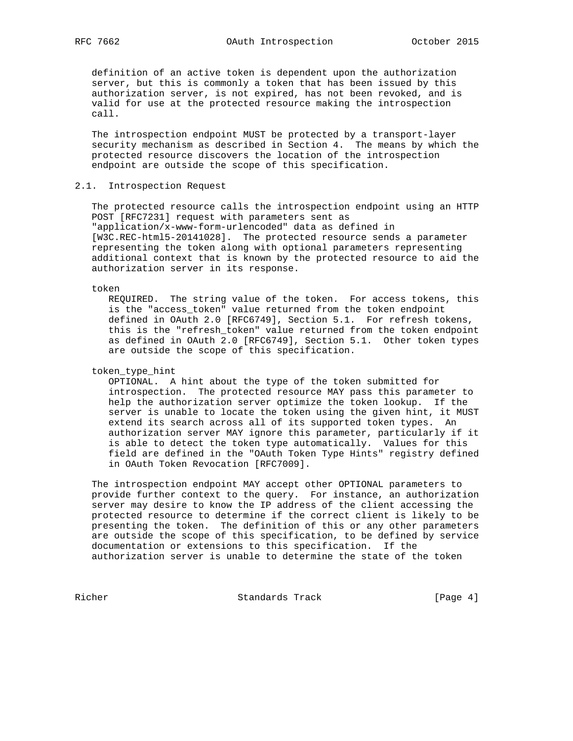definition of an active token is dependent upon the authorization server, but this is commonly a token that has been issued by this authorization server, is not expired, has not been revoked, and is valid for use at the protected resource making the introspection call.

The introspection endpoint MUST be protected by a transport-layer security mechanism as described in Section 4. The means by which the protected resource discovers the location of the introspection endpoint are outside the scope of this specification.

## 2.1. Introspection Request

The protected resource calls the introspection endpoint using an HTTP POST [RFC7231] request with parameters sent as "application/x-www-form-urlencoded" data as defined in [W3C.REC-html5-20141028]. The protected resource sends a parameter representing the token along with optional parameters representing additional context that is known by the protected resource to aid the authorization server in its response.

token
: REQUIRED. The string value of the token. For access tokens, this is the "access_token" value returned from the token endpoint defined in OAuth 2.0 [RFC6749], Section 5.1. For refresh tokens, this is the "refresh_token" value returned from the token endpoint as defined in OAuth 2.0 [RFC6749], Section 5.1. Other token types are outside the scope of this specification.

token_type_hint
: OPTIONAL. A hint about the type of the token submitted for introspection. The protected resource MAY pass this parameter to help the authorization server optimize the token lookup. If the server is unable to locate the token using the given hint, it MUST extend its search across all of its supported token types. An authorization server MAY ignore this parameter, particularly if it is able to detect the token type automatically. Values for this field are defined in the "OAuth Token Type Hints" registry defined in OAuth Token Revocation [RFC7009].

The introspection endpoint MAY accept other OPTIONAL parameters to provide further context to the query. For instance, an authorization server may desire to know the IP address of the client accessing the protected resource to determine if the correct client is likely to be presenting the token. The definition of this or any other parameters are outside the scope of this specification, to be defined by service documentation or extensions to this specification. If the authorization server is unable to determine the state of the token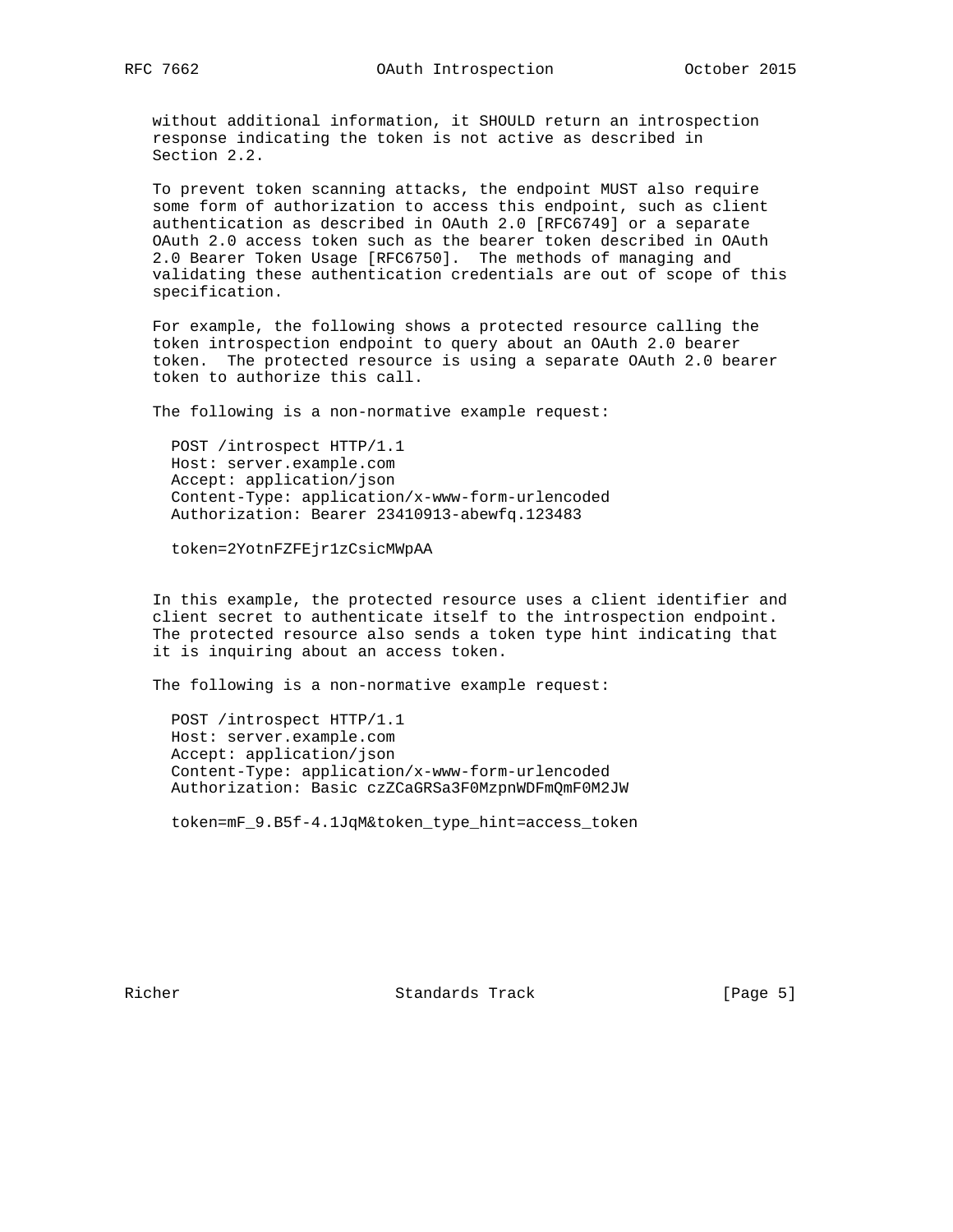without additional information, it SHOULD return an introspection response indicating the token is not active as described in Section 2.2.

To prevent token scanning attacks, the endpoint MUST also require some form of authorization to access this endpoint, such as client authentication as described in OAuth 2.0 [RFC6749] or a separate OAuth 2.0 access token such as the bearer token described in OAuth 2.0 Bearer Token Usage [RFC6750]. The methods of managing and validating these authentication credentials are out of scope of this specification.

For example, the following shows a protected resource calling the token introspection endpoint to query about an OAuth 2.0 bearer token. The protected resource is using a separate OAuth 2.0 bearer token to authorize this call.

The following is a non-normative example request:

```
POST /introspect HTTP/1.1
Host: server.example.com
Accept: application/json
Content-Type: application/x-www-form-urlencoded
Authorization: Bearer 23410913-abewfq.123483

token=2YotnFZFEjr1zCsicMWpAA
```

In this example, the protected resource uses a client identifier and client secret to authenticate itself to the introspection endpoint. The protected resource also sends a token type hint indicating that it is inquiring about an access token.

The following is a non-normative example request:

```
POST /introspect HTTP/1.1
Host: server.example.com
Accept: application/json
Content-Type: application/x-www-form-urlencoded
Authorization: Basic czZCaGRSa3F0MzpnWDFmQmF0M2JW

token=mF_9.B5f-4.1JqM&token_type_hint=access_token
```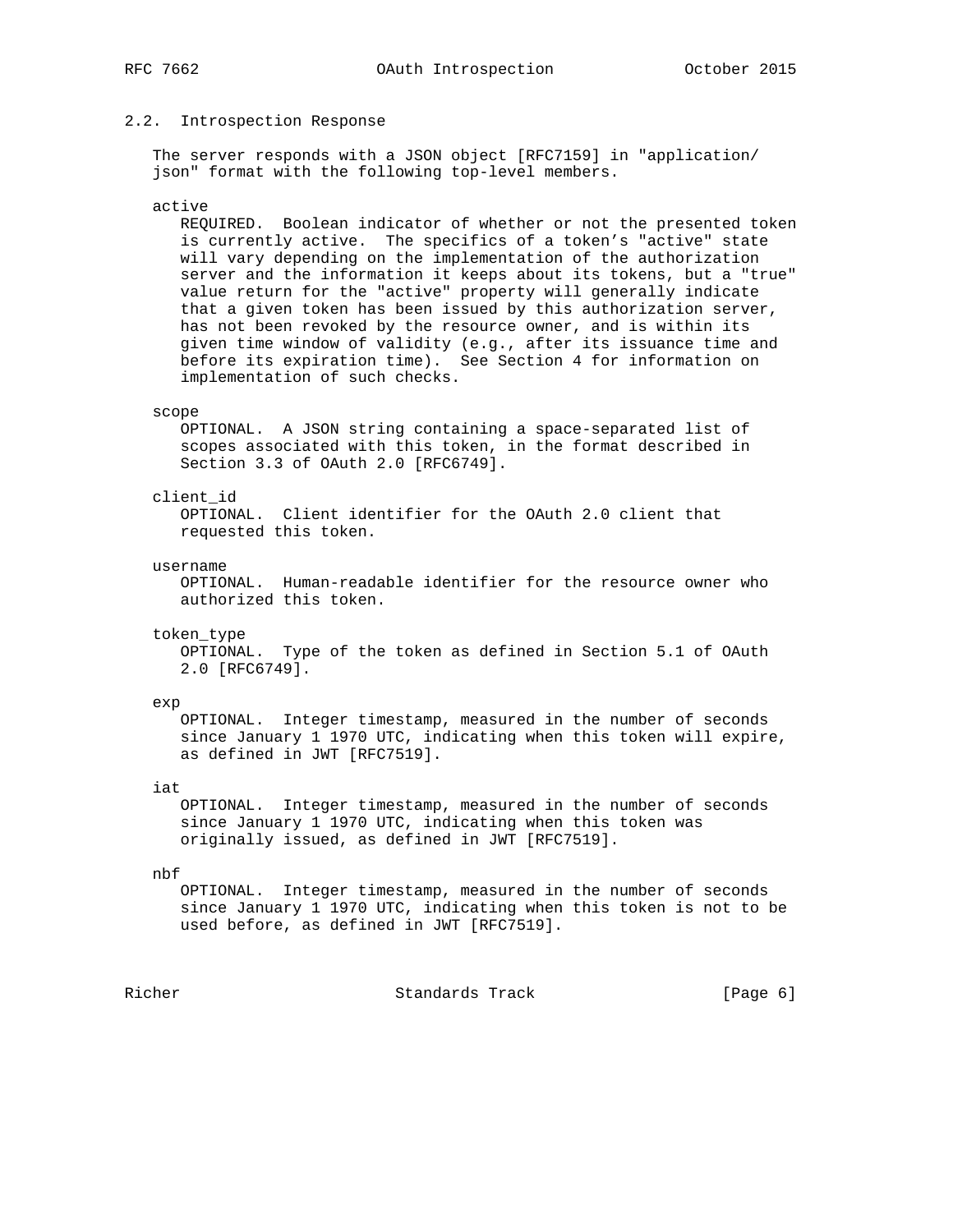### 2.2. Introspection Response

The server responds with a JSON object [RFC7159] in "application/json" format with the following top-level members.

active
: REQUIRED. Boolean indicator of whether or not the presented token is currently active. The specifics of a token's "active" state will vary depending on the implementation of the authorization server and the information it keeps about its tokens, but a "true" value return for the "active" property will generally indicate that a given token has been issued by this authorization server, has not been revoked by the resource owner, and is within its given time window of validity (e.g., after its issuance time and before its expiration time). See Section 4 for information on implementation of such checks.

scope
: OPTIONAL. A JSON string containing a space-separated list of scopes associated with this token, in the format described in Section 3.3 of OAuth 2.0 [RFC6749].

client_id
: OPTIONAL. Client identifier for the OAuth 2.0 client that requested this token.

username
: OPTIONAL. Human-readable identifier for the resource owner who authorized this token.

token_type
: OPTIONAL. Type of the token as defined in Section 5.1 of OAuth 2.0 [RFC6749].

exp
: OPTIONAL. Integer timestamp, measured in the number of seconds since January 1 1970 UTC, indicating when this token will expire, as defined in JWT [RFC7519].

iat
: OPTIONAL. Integer timestamp, measured in the number of seconds since January 1 1970 UTC, indicating when this token was originally issued, as defined in JWT [RFC7519].

nbf
: OPTIONAL. Integer timestamp, measured in the number of seconds since January 1 1970 UTC, indicating when this token is not to be used before, as defined in JWT [RFC7519].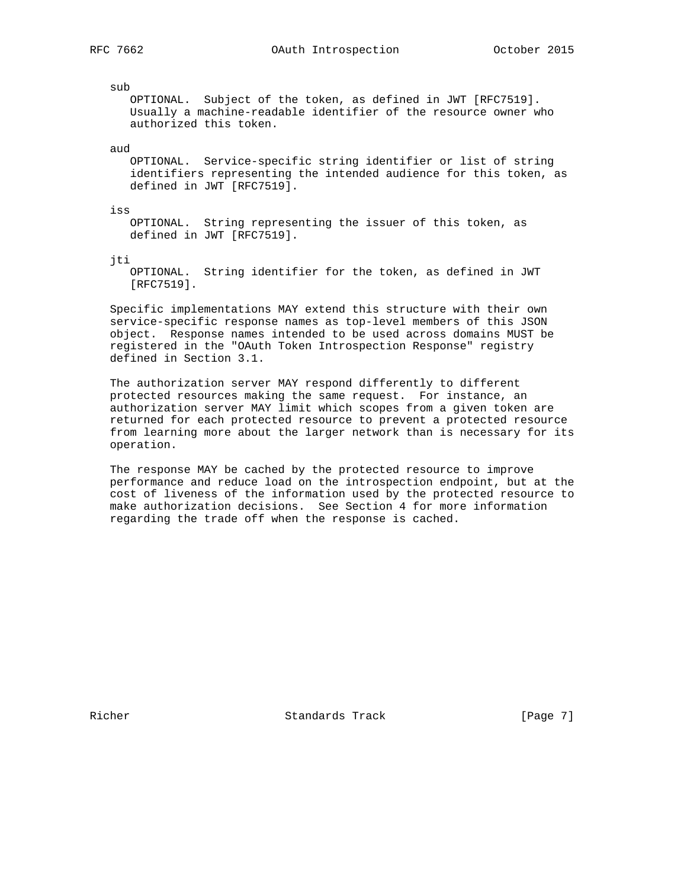sub
: OPTIONAL. Subject of the token, as defined in JWT [RFC7519]. Usually a machine-readable identifier of the resource owner who authorized this token.

aud
: OPTIONAL. Service-specific string identifier or list of string identifiers representing the intended audience for this token, as defined in JWT [RFC7519].

iss
: OPTIONAL. String representing the issuer of this token, as defined in JWT [RFC7519].

jti
: OPTIONAL. String identifier for the token, as defined in JWT [RFC7519].

Specific implementations MAY extend this structure with their own service-specific response names as top-level members of this JSON object. Response names intended to be used across domains MUST be registered in the "OAuth Token Introspection Response" registry defined in Section 3.1.

The authorization server MAY respond differently to different protected resources making the same request. For instance, an authorization server MAY limit which scopes from a given token are returned for each protected resource to prevent a protected resource from learning more about the larger network than is necessary for its operation.

The response MAY be cached by the protected resource to improve performance and reduce load on the introspection endpoint, but at the cost of liveness of the information used by the protected resource to make authorization decisions. See Section 4 for more information regarding the trade off when the response is cached.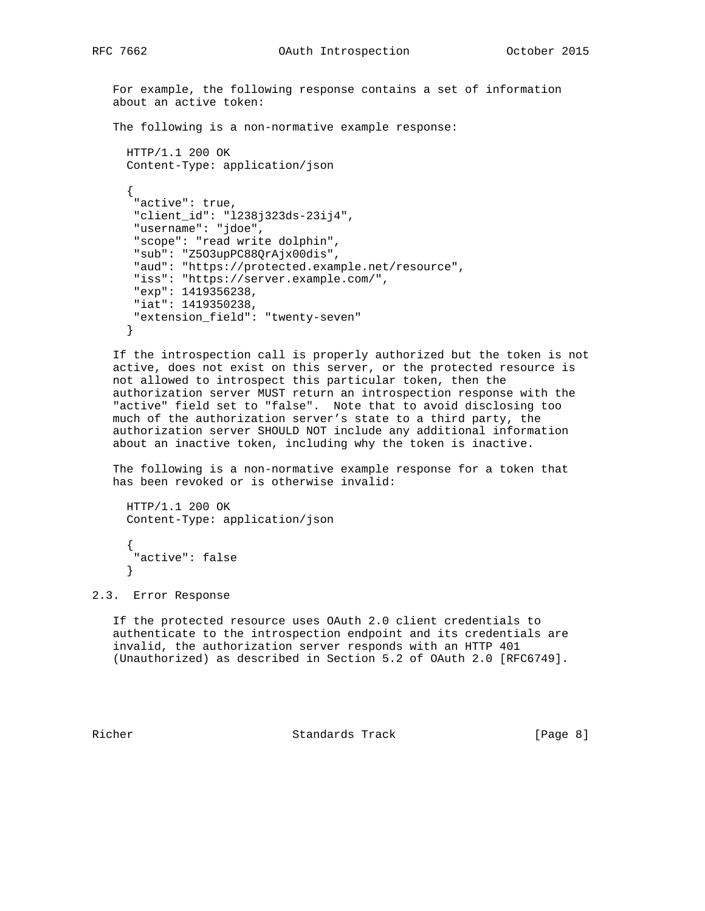For example, the following response contains a set of information about an active token:

The following is a non-normative example response:

```
HTTP/1.1 200 OK
Content-Type: application/json

{
 "active": true,
 "client_id": "l238j323ds-23ij4",
 "username": "jdoe",
 "scope": "read write dolphin",
 "sub": "Z5O3upPC88QrAjx00dis",
 "aud": "https://protected.example.net/resource",
 "iss": "https://server.example.com/",
 "exp": 1419356238,
 "iat": 1419350238,
 "extension_field": "twenty-seven"
}
```

If the introspection call is properly authorized but the token is not active, does not exist on this server, or the protected resource is not allowed to introspect this particular token, then the authorization server MUST return an introspection response with the "active" field set to "false". Note that to avoid disclosing too much of the authorization server's state to a third party, the authorization server SHOULD NOT include any additional information about an inactive token, including why the token is inactive.

The following is a non-normative example response for a token that has been revoked or is otherwise invalid:

```
HTTP/1.1 200 OK
Content-Type: application/json

{
 "active": false
}
```

## 2.3. Error Response

If the protected resource uses OAuth 2.0 client credentials to authenticate to the introspection endpoint and its credentials are invalid, the authorization server responds with an HTTP 401 (Unauthorized) as described in Section 5.2 of OAuth 2.0 [RFC6749].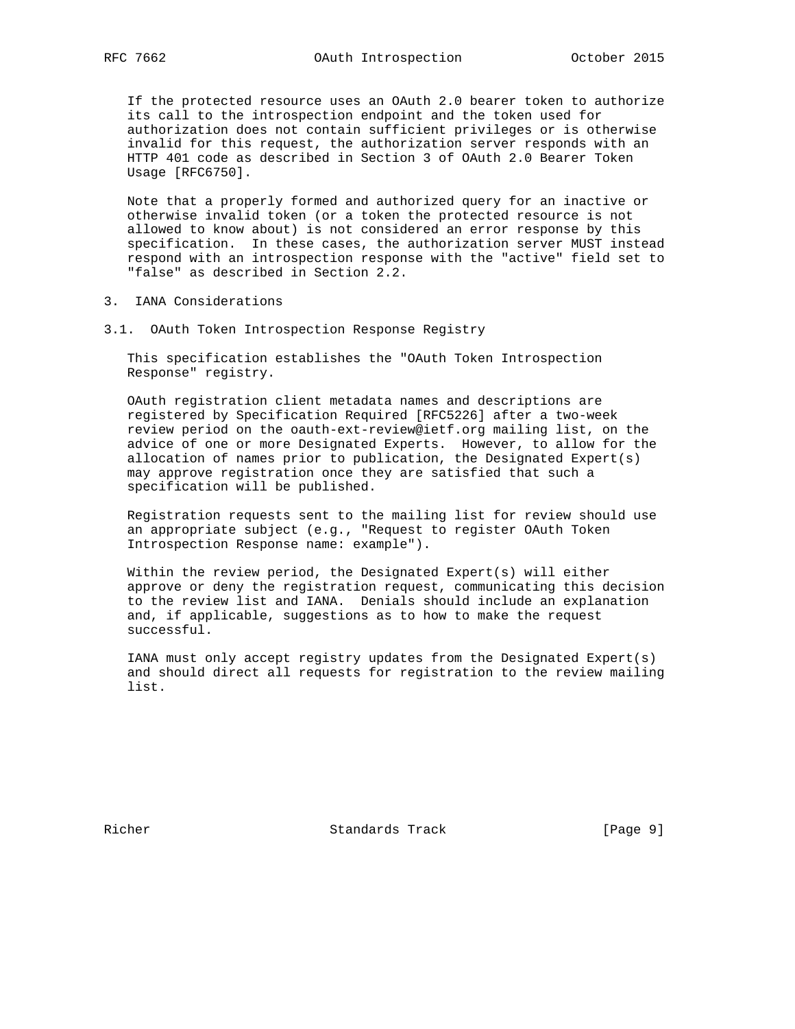If the protected resource uses an OAuth 2.0 bearer token to authorize its call to the introspection endpoint and the token used for authorization does not contain sufficient privileges or is otherwise invalid for this request, the authorization server responds with an HTTP 401 code as described in Section 3 of OAuth 2.0 Bearer Token Usage [RFC6750].

Note that a properly formed and authorized query for an inactive or otherwise invalid token (or a token the protected resource is not allowed to know about) is not considered an error response by this specification. In these cases, the authorization server MUST instead respond with an introspection response with the "active" field set to "false" as described in Section 2.2.

## 3. IANA Considerations

### 3.1. OAuth Token Introspection Response Registry

This specification establishes the "OAuth Token Introspection Response" registry.

OAuth registration client metadata names and descriptions are registered by Specification Required [RFC5226] after a two-week review period on the oauth-ext-review@ietf.org mailing list, on the advice of one or more Designated Experts. However, to allow for the allocation of names prior to publication, the Designated Expert(s) may approve registration once they are satisfied that such a specification will be published.

Registration requests sent to the mailing list for review should use an appropriate subject (e.g., "Request to register OAuth Token Introspection Response name: example").

Within the review period, the Designated Expert(s) will either approve or deny the registration request, communicating this decision to the review list and IANA. Denials should include an explanation and, if applicable, suggestions as to how to make the request successful.

IANA must only accept registry updates from the Designated Expert(s) and should direct all requests for registration to the review mailing list.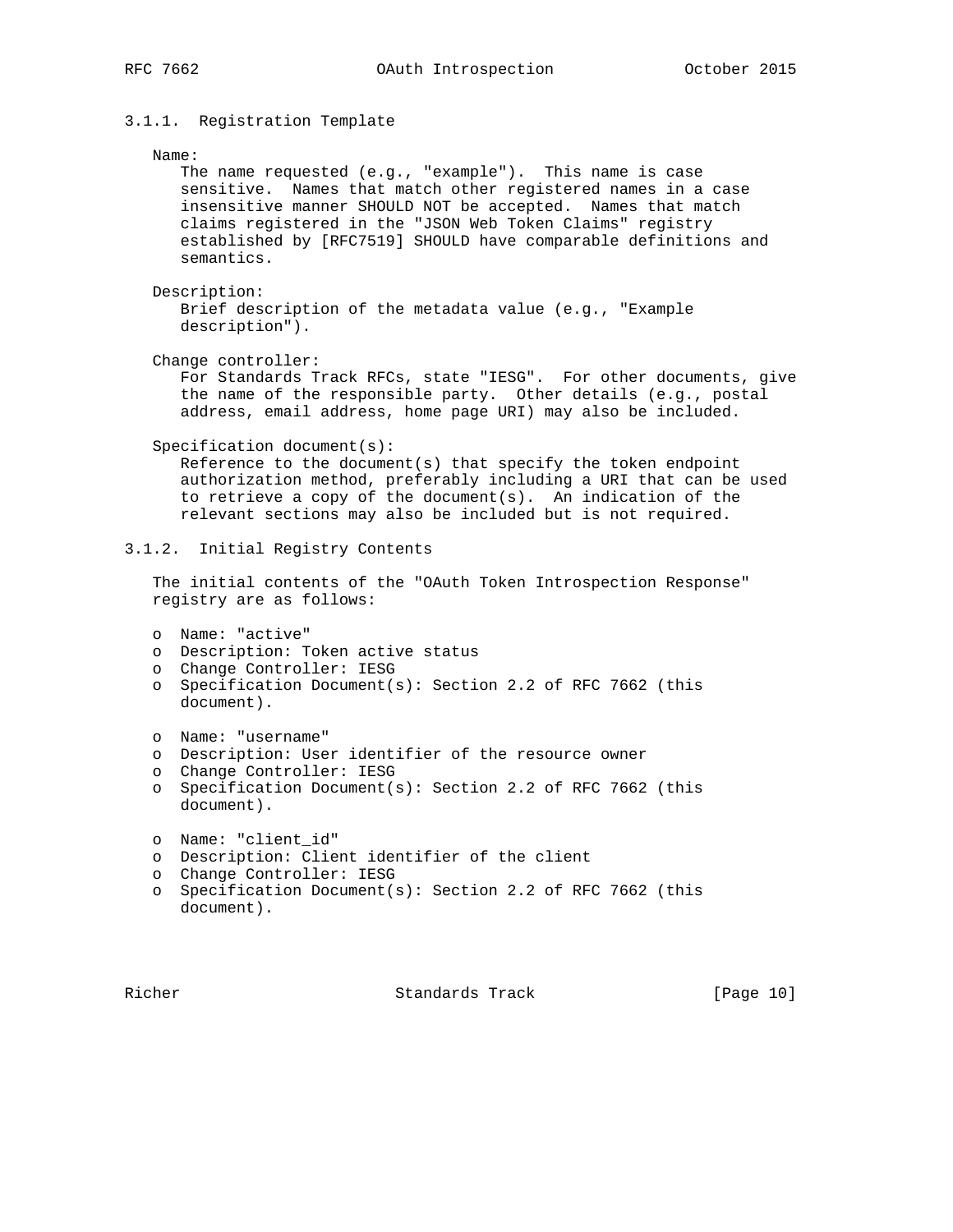#### 3.1.1. Registration Template

Name:
The name requested (e.g., "example"). This name is case sensitive. Names that match other registered names in a case insensitive manner SHOULD NOT be accepted. Names that match claims registered in the "JSON Web Token Claims" registry established by [RFC7519] SHOULD have comparable definitions and semantics.

Description:
Brief description of the metadata value (e.g., "Example description").

Change controller:
For Standards Track RFCs, state "IESG". For other documents, give the name of the responsible party. Other details (e.g., postal address, email address, home page URI) may also be included.

Specification document(s):
Reference to the document(s) that specify the token endpoint authorization method, preferably including a URI that can be used to retrieve a copy of the document(s). An indication of the relevant sections may also be included but is not required.

#### 3.1.2. Initial Registry Contents

The initial contents of the "OAuth Token Introspection Response" registry are as follows:

- Name: "active"
- Description: Token active status
- Change Controller: IESG
- Specification Document(s): Section 2.2 of RFC 7662 (this document).

- Name: "username"
- Description: User identifier of the resource owner
- Change Controller: IESG
- Specification Document(s): Section 2.2 of RFC 7662 (this document).

- Name: "client_id"
- Description: Client identifier of the client
- Change Controller: IESG
- Specification Document(s): Section 2.2 of RFC 7662 (this document).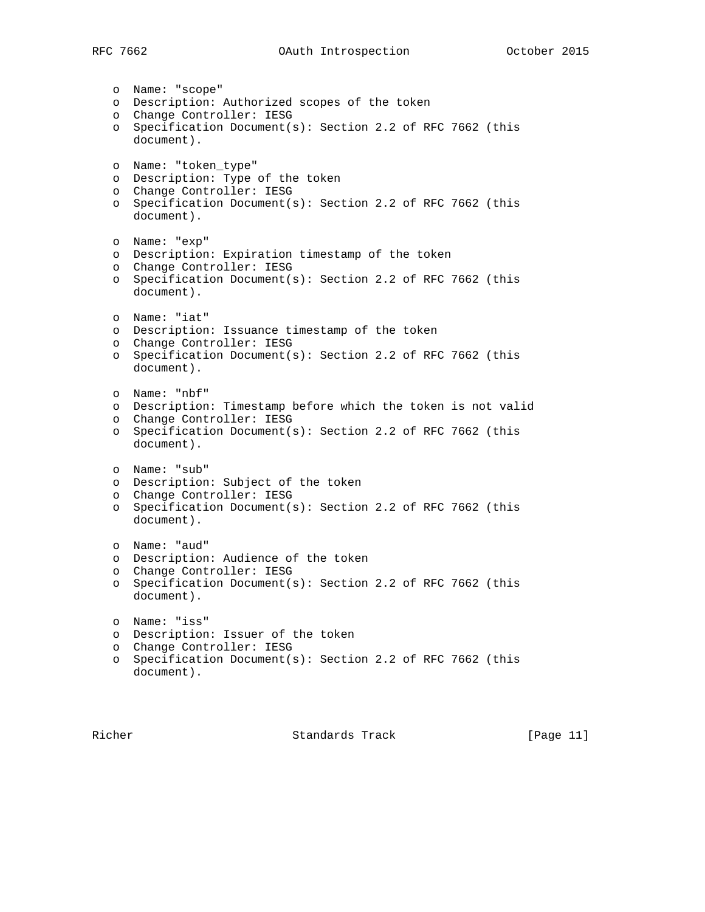- Name: "scope"
- Description: Authorized scopes of the token
- Change Controller: IESG
- Specification Document(s): Section 2.2 of RFC 7662 (this document).

- Name: "token_type"
- Description: Type of the token
- Change Controller: IESG
- Specification Document(s): Section 2.2 of RFC 7662 (this document).

- Name: "exp"
- Description: Expiration timestamp of the token
- Change Controller: IESG
- Specification Document(s): Section 2.2 of RFC 7662 (this document).

- Name: "iat"
- Description: Issuance timestamp of the token
- Change Controller: IESG
- Specification Document(s): Section 2.2 of RFC 7662 (this document).

- Name: "nbf"
- Description: Timestamp before which the token is not valid
- Change Controller: IESG
- Specification Document(s): Section 2.2 of RFC 7662 (this document).

- Name: "sub"
- Description: Subject of the token
- Change Controller: IESG
- Specification Document(s): Section 2.2 of RFC 7662 (this document).

- Name: "aud"
- Description: Audience of the token
- Change Controller: IESG
- Specification Document(s): Section 2.2 of RFC 7662 (this document).

- Name: "iss"
- Description: Issuer of the token
- Change Controller: IESG
- Specification Document(s): Section 2.2 of RFC 7662 (this document).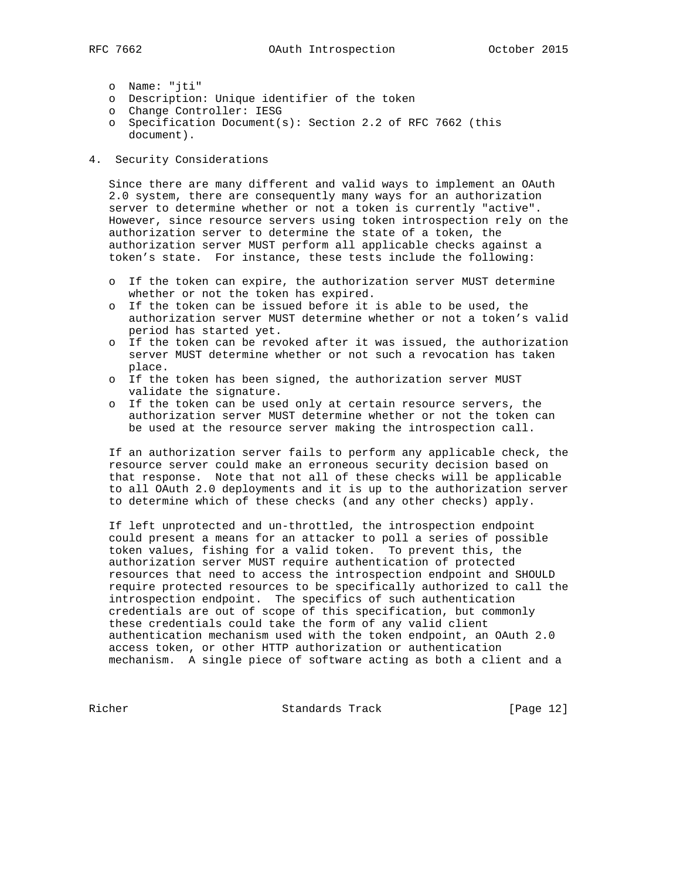- Name: "jti"
- Description: Unique identifier of the token
- Change Controller: IESG
- Specification Document(s): Section 2.2 of RFC 7662 (this document).

## 4. Security Considerations

Since there are many different and valid ways to implement an OAuth 2.0 system, there are consequently many ways for an authorization server to determine whether or not a token is currently "active". However, since resource servers using token introspection rely on the authorization server to determine the state of a token, the authorization server MUST perform all applicable checks against a token's state. For instance, these tests include the following:

- If the token can expire, the authorization server MUST determine whether or not the token has expired.
- If the token can be issued before it is able to be used, the authorization server MUST determine whether or not a token's valid period has started yet.
- If the token can be revoked after it was issued, the authorization server MUST determine whether or not such a revocation has taken place.
- If the token has been signed, the authorization server MUST validate the signature.
- If the token can be used only at certain resource servers, the authorization server MUST determine whether or not the token can be used at the resource server making the introspection call.

If an authorization server fails to perform any applicable check, the resource server could make an erroneous security decision based on that response. Note that not all of these checks will be applicable to all OAuth 2.0 deployments and it is up to the authorization server to determine which of these checks (and any other checks) apply.

If left unprotected and un-throttled, the introspection endpoint could present a means for an attacker to poll a series of possible token values, fishing for a valid token. To prevent this, the authorization server MUST require authentication of protected resources that need to access the introspection endpoint and SHOULD require protected resources to be specifically authorized to call the introspection endpoint. The specifics of such authentication credentials are out of scope of this specification, but commonly these credentials could take the form of any valid client authentication mechanism used with the token endpoint, an OAuth 2.0 access token, or other HTTP authorization or authentication mechanism. A single piece of software acting as both a client and a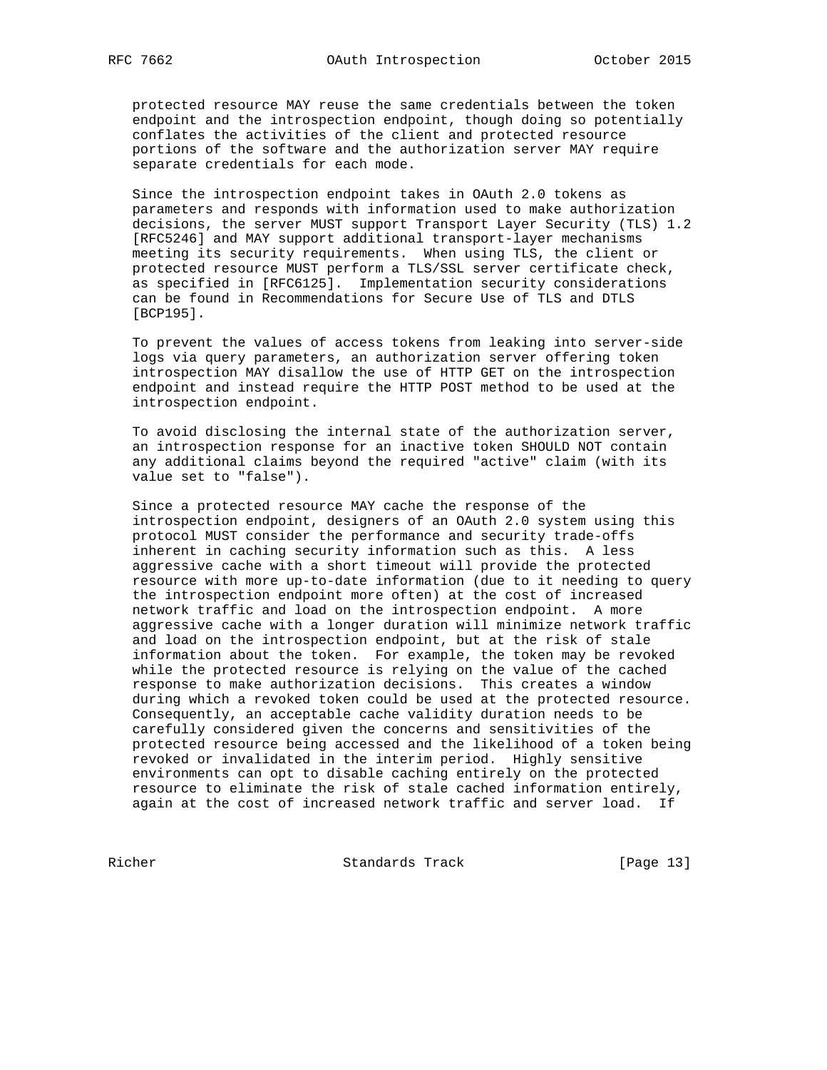protected resource MAY reuse the same credentials between the token endpoint and the introspection endpoint, though doing so potentially conflates the activities of the client and protected resource portions of the software and the authorization server MAY require separate credentials for each mode.

Since the introspection endpoint takes in OAuth 2.0 tokens as parameters and responds with information used to make authorization decisions, the server MUST support Transport Layer Security (TLS) 1.2 [RFC5246] and MAY support additional transport-layer mechanisms meeting its security requirements. When using TLS, the client or protected resource MUST perform a TLS/SSL server certificate check, as specified in [RFC6125]. Implementation security considerations can be found in Recommendations for Secure Use of TLS and DTLS [BCP195].

To prevent the values of access tokens from leaking into server-side logs via query parameters, an authorization server offering token introspection MAY disallow the use of HTTP GET on the introspection endpoint and instead require the HTTP POST method to be used at the introspection endpoint.

To avoid disclosing the internal state of the authorization server, an introspection response for an inactive token SHOULD NOT contain any additional claims beyond the required "active" claim (with its value set to "false").

Since a protected resource MAY cache the response of the introspection endpoint, designers of an OAuth 2.0 system using this protocol MUST consider the performance and security trade-offs inherent in caching security information such as this. A less aggressive cache with a short timeout will provide the protected resource with more up-to-date information (due to it needing to query the introspection endpoint more often) at the cost of increased network traffic and load on the introspection endpoint. A more aggressive cache with a longer duration will minimize network traffic and load on the introspection endpoint, but at the risk of stale information about the token. For example, the token may be revoked while the protected resource is relying on the value of the cached response to make authorization decisions. This creates a window during which a revoked token could be used at the protected resource. Consequently, an acceptable cache validity duration needs to be carefully considered given the concerns and sensitivities of the protected resource being accessed and the likelihood of a token being revoked or invalidated in the interim period. Highly sensitive environments can opt to disable caching entirely on the protected resource to eliminate the risk of stale cached information entirely, again at the cost of increased network traffic and server load. If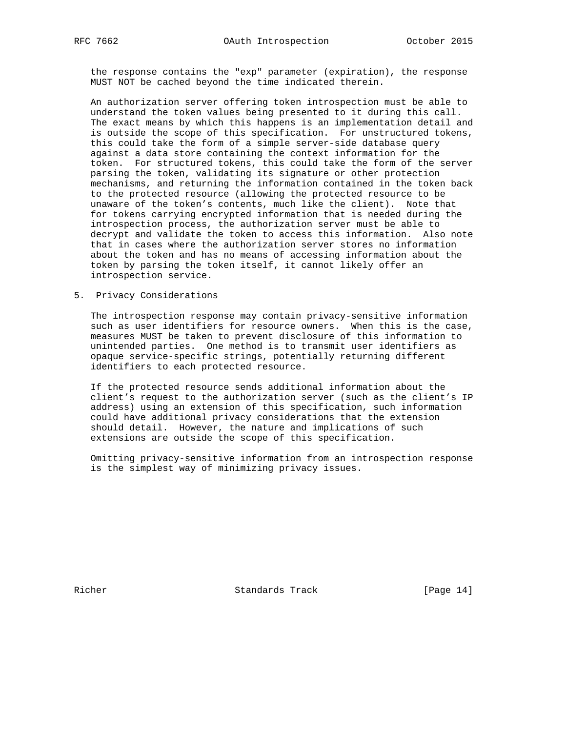the response contains the "exp" parameter (expiration), the response MUST NOT be cached beyond the time indicated therein.

An authorization server offering token introspection must be able to understand the token values being presented to it during this call. The exact means by which this happens is an implementation detail and is outside the scope of this specification. For unstructured tokens, this could take the form of a simple server-side database query against a data store containing the context information for the token. For structured tokens, this could take the form of the server parsing the token, validating its signature or other protection mechanisms, and returning the information contained in the token back to the protected resource (allowing the protected resource to be unaware of the token's contents, much like the client). Note that for tokens carrying encrypted information that is needed during the introspection process, the authorization server must be able to decrypt and validate the token to access this information. Also note that in cases where the authorization server stores no information about the token and has no means of accessing information about the token by parsing the token itself, it cannot likely offer an introspection service.

## 5. Privacy Considerations

The introspection response may contain privacy-sensitive information such as user identifiers for resource owners. When this is the case, measures MUST be taken to prevent disclosure of this information to unintended parties. One method is to transmit user identifiers as opaque service-specific strings, potentially returning different identifiers to each protected resource.

If the protected resource sends additional information about the client's request to the authorization server (such as the client's IP address) using an extension of this specification, such information could have additional privacy considerations that the extension should detail. However, the nature and implications of such extensions are outside the scope of this specification.

Omitting privacy-sensitive information from an introspection response is the simplest way of minimizing privacy issues.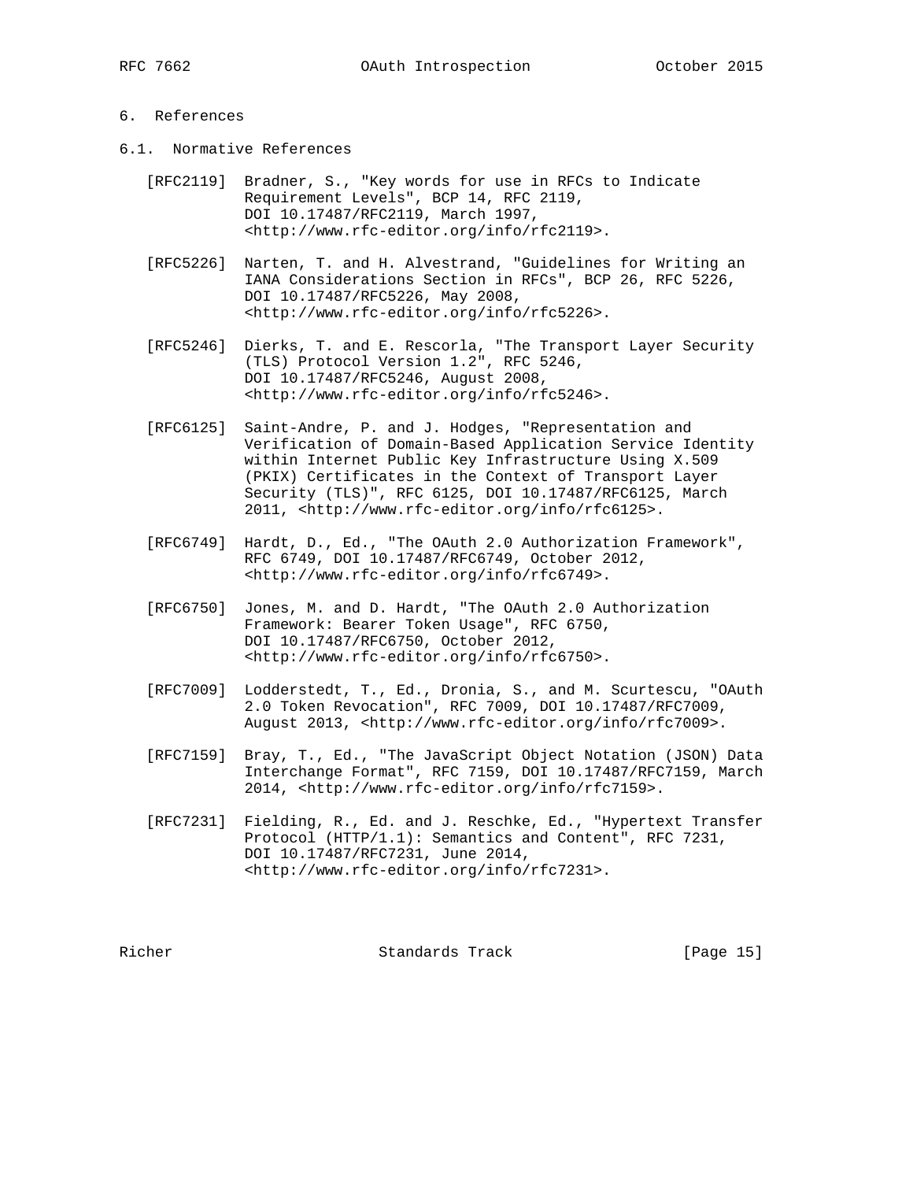## 6. References

### 6.1. Normative References

[RFC2119] Bradner, S., "Key words for use in RFCs to Indicate Requirement Levels", BCP 14, RFC 2119, DOI 10.17487/RFC2119, March 1997, <http://www.rfc-editor.org/info/rfc2119>.

[RFC5226] Narten, T. and H. Alvestrand, "Guidelines for Writing an IANA Considerations Section in RFCs", BCP 26, RFC 5226, DOI 10.17487/RFC5226, May 2008, <http://www.rfc-editor.org/info/rfc5226>.

[RFC5246] Dierks, T. and E. Rescorla, "The Transport Layer Security (TLS) Protocol Version 1.2", RFC 5246, DOI 10.17487/RFC5246, August 2008, <http://www.rfc-editor.org/info/rfc5246>.

[RFC6125] Saint-Andre, P. and J. Hodges, "Representation and Verification of Domain-Based Application Service Identity within Internet Public Key Infrastructure Using X.509 (PKIX) Certificates in the Context of Transport Layer Security (TLS)", RFC 6125, DOI 10.17487/RFC6125, March 2011, <http://www.rfc-editor.org/info/rfc6125>.

[RFC6749] Hardt, D., Ed., "The OAuth 2.0 Authorization Framework", RFC 6749, DOI 10.17487/RFC6749, October 2012, <http://www.rfc-editor.org/info/rfc6749>.

[RFC6750] Jones, M. and D. Hardt, "The OAuth 2.0 Authorization Framework: Bearer Token Usage", RFC 6750, DOI 10.17487/RFC6750, October 2012, <http://www.rfc-editor.org/info/rfc6750>.

[RFC7009] Lodderstedt, T., Ed., Dronia, S., and M. Scurtescu, "OAuth 2.0 Token Revocation", RFC 7009, DOI 10.17487/RFC7009, August 2013, <http://www.rfc-editor.org/info/rfc7009>.

[RFC7159] Bray, T., Ed., "The JavaScript Object Notation (JSON) Data Interchange Format", RFC 7159, DOI 10.17487/RFC7159, March 2014, <http://www.rfc-editor.org/info/rfc7159>.

[RFC7231] Fielding, R., Ed. and J. Reschke, Ed., "Hypertext Transfer Protocol (HTTP/1.1): Semantics and Content", RFC 7231, DOI 10.17487/RFC7231, June 2014, <http://www.rfc-editor.org/info/rfc7231>.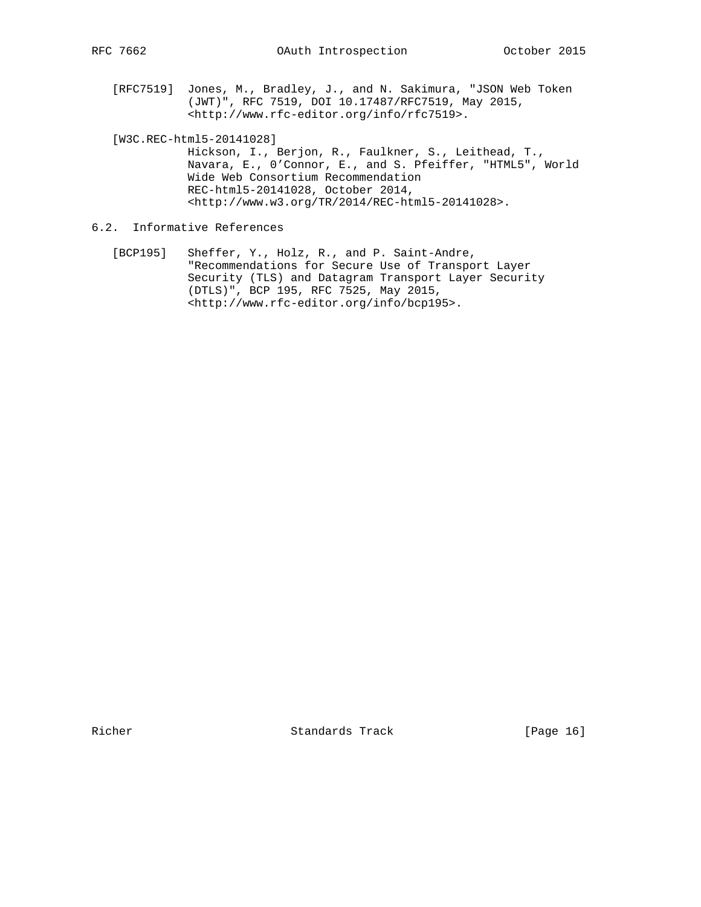[RFC7519] Jones, M., Bradley, J., and N. Sakimura, "JSON Web Token (JWT)", RFC 7519, DOI 10.17487/RFC7519, May 2015, <http://www.rfc-editor.org/info/rfc7519>.

[W3C.REC-html5-20141028] Hickson, I., Berjon, R., Faulkner, S., Leithead, T., Navara, E., O'Connor, E., and S. Pfeiffer, "HTML5", World Wide Web Consortium Recommendation REC-html5-20141028, October 2014, <http://www.w3.org/TR/2014/REC-html5-20141028>.

## 6.2. Informative References

[BCP195] Sheffer, Y., Holz, R., and P. Saint-Andre, "Recommendations for Secure Use of Transport Layer Security (TLS) and Datagram Transport Layer Security (DTLS)", BCP 195, RFC 7525, May 2015, <http://www.rfc-editor.org/info/bcp195>.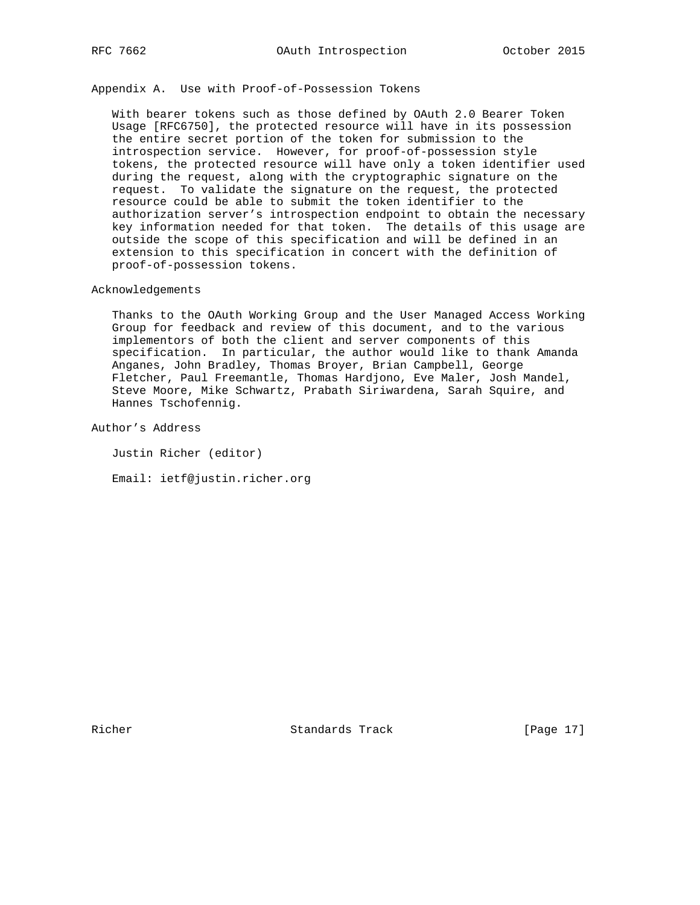## Appendix A. Use with Proof-of-Possession Tokens

With bearer tokens such as those defined by OAuth 2.0 Bearer Token Usage [RFC6750], the protected resource will have in its possession the entire secret portion of the token for submission to the introspection service. However, for proof-of-possession style tokens, the protected resource will have only a token identifier used during the request, along with the cryptographic signature on the request. To validate the signature on the request, the protected resource could be able to submit the token identifier to the authorization server's introspection endpoint to obtain the necessary key information needed for that token. The details of this usage are outside the scope of this specification and will be defined in an extension to this specification in concert with the definition of proof-of-possession tokens.

## Acknowledgements

Thanks to the OAuth Working Group and the User Managed Access Working Group for feedback and review of this document, and to the various implementors of both the client and server components of this specification. In particular, the author would like to thank Amanda Anganes, John Bradley, Thomas Broyer, Brian Campbell, George Fletcher, Paul Freemantle, Thomas Hardjono, Eve Maler, Josh Mandel, Steve Moore, Mike Schwartz, Prabath Siriwardena, Sarah Squire, and Hannes Tschofennig.

## Author's Address

Justin Richer (editor)

Email: ietf@justin.richer.org